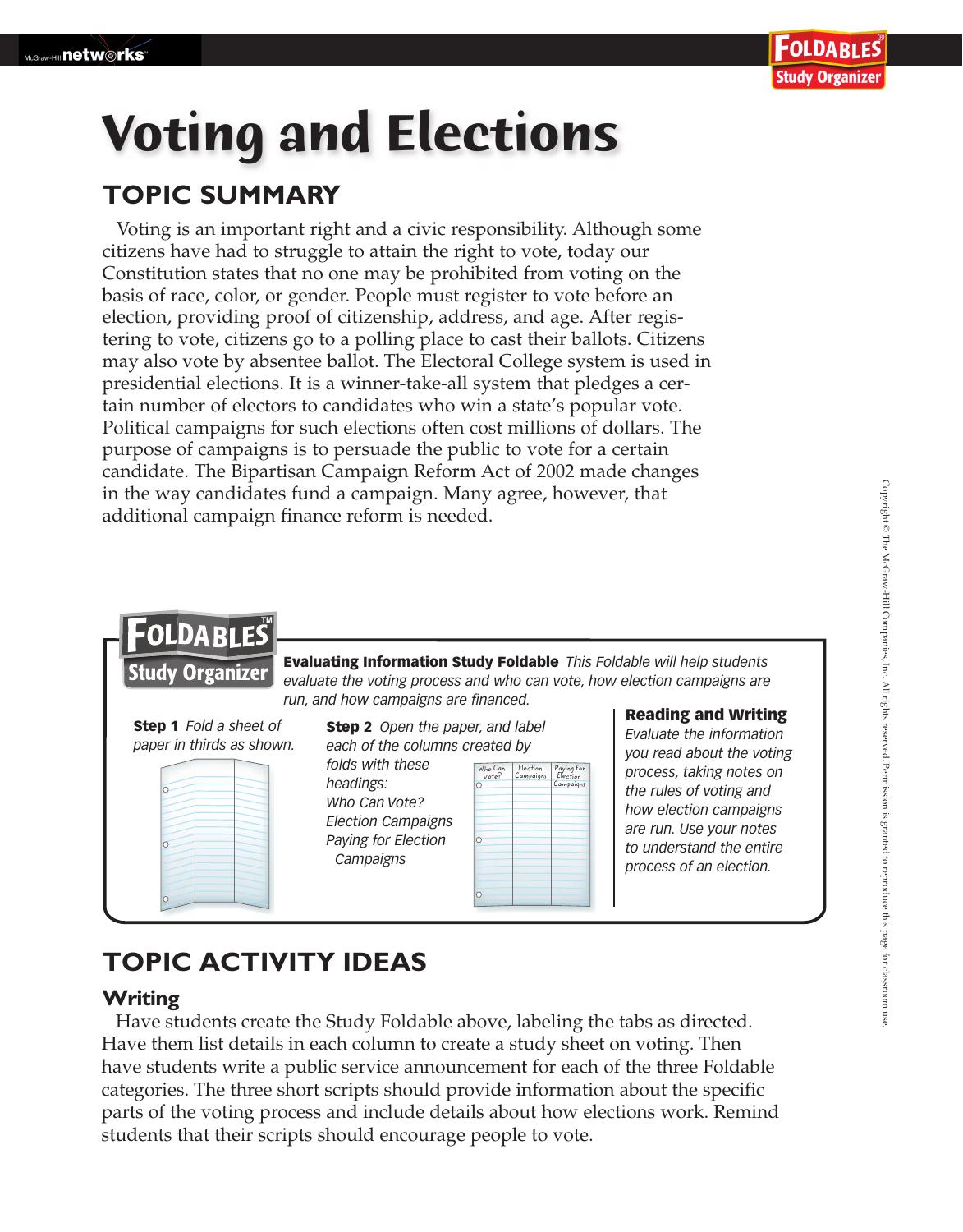# Voting and Elections

## TOPIC SUMMARY

Voting is an important right and a civic responsibility. Although some citizens have had to struggle to attain the right to vote, today our Constitution states that no one may be prohibited from voting on the basis of race, color, or gender. People must register to vote before an election, providing proof of citizenship, address, and age. After registering to vote, citizens go to a polling place to cast their ballots. Citizens may also vote by absentee ballot. The Electoral College system is used in presidential elections. It is a winner-take-all system that pledges a certain number of electors to candidates who win a state's popular vote. Political campaigns for such elections often cost millions of dollars. The purpose of campaigns is to persuade the public to vote for a certain candidate. The Bipartisan Campaign Reform Act of 2002 made changes in the way candidates fund a campaign. Many agree, however, that additional campaign finance reform is needed.

### FOLDABLES Study Organizer

**Evaluating Information Study Foldable** *This Foldable will help students evaluate the voting process and who can vote, how election campaigns are run, and how campaigns are financed.*

**Step 1** *Fold a sheet of paper in thirds as shown.*

**Step 2** *Open the paper, and label each of the columns created by folds with these headings:*
*Who Can Vote?*
*Election Campaigns*
*Paying for Election Campaigns*

**Reading and Writing**
*Evaluate the information you read about the voting process, taking notes on the rules of voting and how election campaigns are run. Use your notes to understand the entire process of an election.*

## TOPIC ACTIVITY IDEAS

### Writing

Have students create the Study Foldable above, labeling the tabs as directed. Have them list details in each column to create a study sheet on voting. Then have students write a public service announcement for each of the three Foldable categories. The three short scripts should provide information about the specific parts of the voting process and include details about how elections work. Remind students that their scripts should encourage people to vote.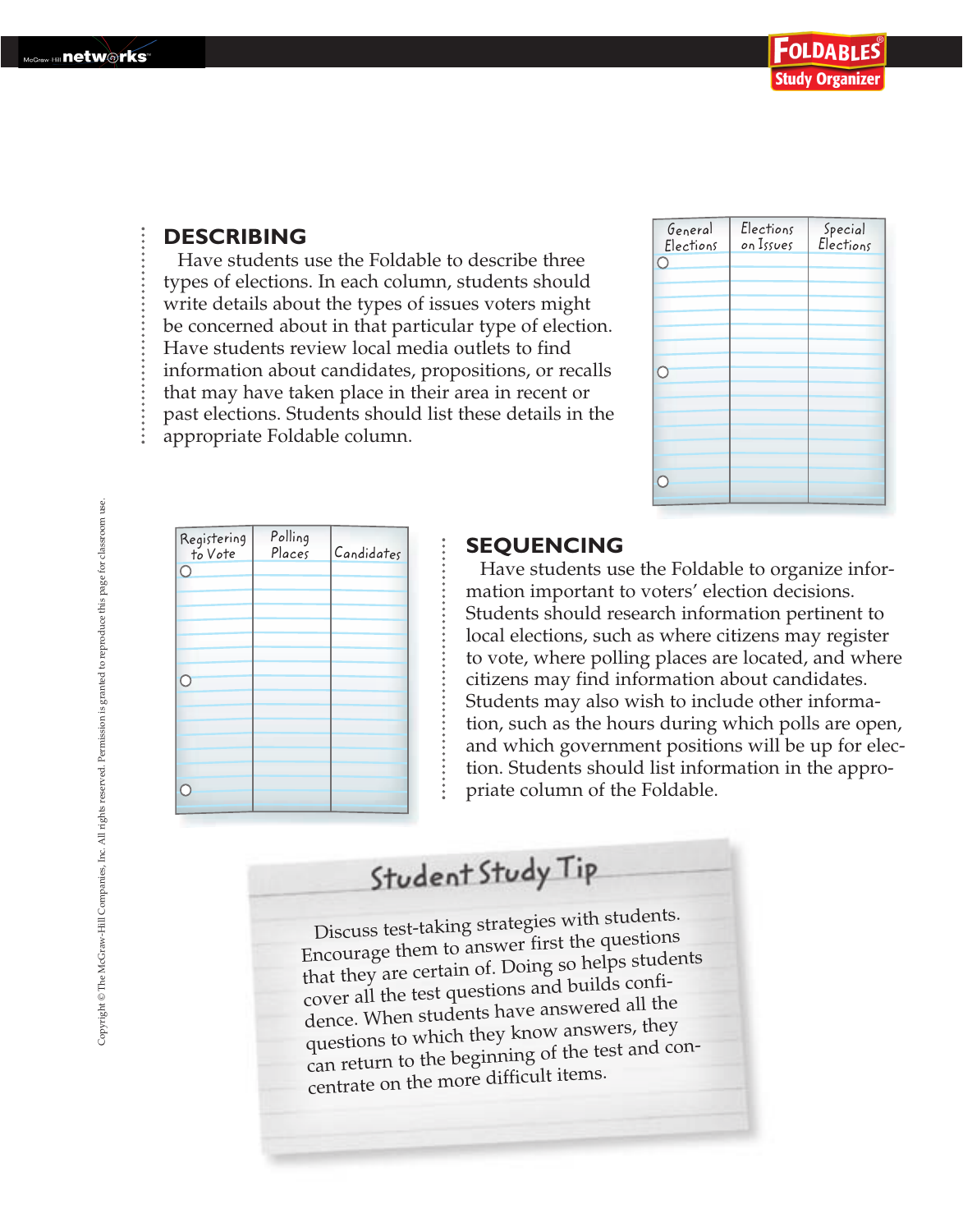## DESCRIBING

Have students use the Foldable to describe three types of elections. In each column, students should write details about the types of issues voters might be concerned about in that particular type of election. Have students review local media outlets to find information about candidates, propositions, or recalls that may have taken place in their area in recent or past elections. Students should list these details in the appropriate Foldable column.

| General Elections | Elections on Issues | Special Elections |
|---|---|---|
| | | |

## SEQUENCING

Have students use the Foldable to organize information important to voters' election decisions. Students should research information pertinent to local elections, such as where citizens may register to vote, where polling places are located, and where citizens may find information about candidates. Students may also wish to include other information, such as the hours during which polls are open, and which government positions will be up for election. Students should list information in the appropriate column of the Foldable.

| Registering to Vote | Polling Places | Candidates |
|---|---|---|
| | | |

### Student Study Tip

Discuss test-taking strategies with students. Encourage them to answer first the questions that they are certain of. Doing so helps students cover all the test questions and builds confidence. When students have answered all the questions to which they know answers, they can return to the beginning of the test and concentrate on the more difficult items.